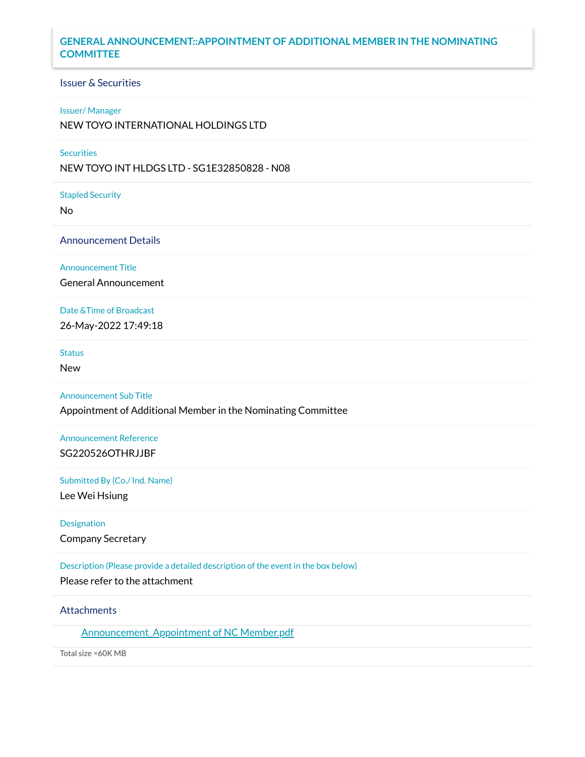# GENERAL ANNOUNCEMENT::APPOINTMENT OF ADDITIONAL MEMBER IN THE NOMINATING COMMITTEE

## Issuer & Securities

**Issuer/ Manager**

NEW TOYO INTERNATIONAL HOLDINGS LTD

**Securities**

NEW TOYO INT HLDGS LTD - SG1E32850828 - N08

**Stapled Security**

No

## Announcement Details

**Announcement Title**

General Announcement

**Date &Time of Broadcast**

26-May-2022 17:49:18

**Status**

New

**Announcement Sub Title**

Appointment of Additional Member in the Nominating Committee

**Announcement Reference**

SG220526OTHRJJBF

**Submitted By (Co./ Ind. Name)**

Lee Wei Hsiung

**Designation**

Company Secretary

**Description (Please provide a detailed description of the event in the box below)**

Please refer to the attachment

## Attachments

Announcement_Appointment of NC Member.pdf

Total size =60K MB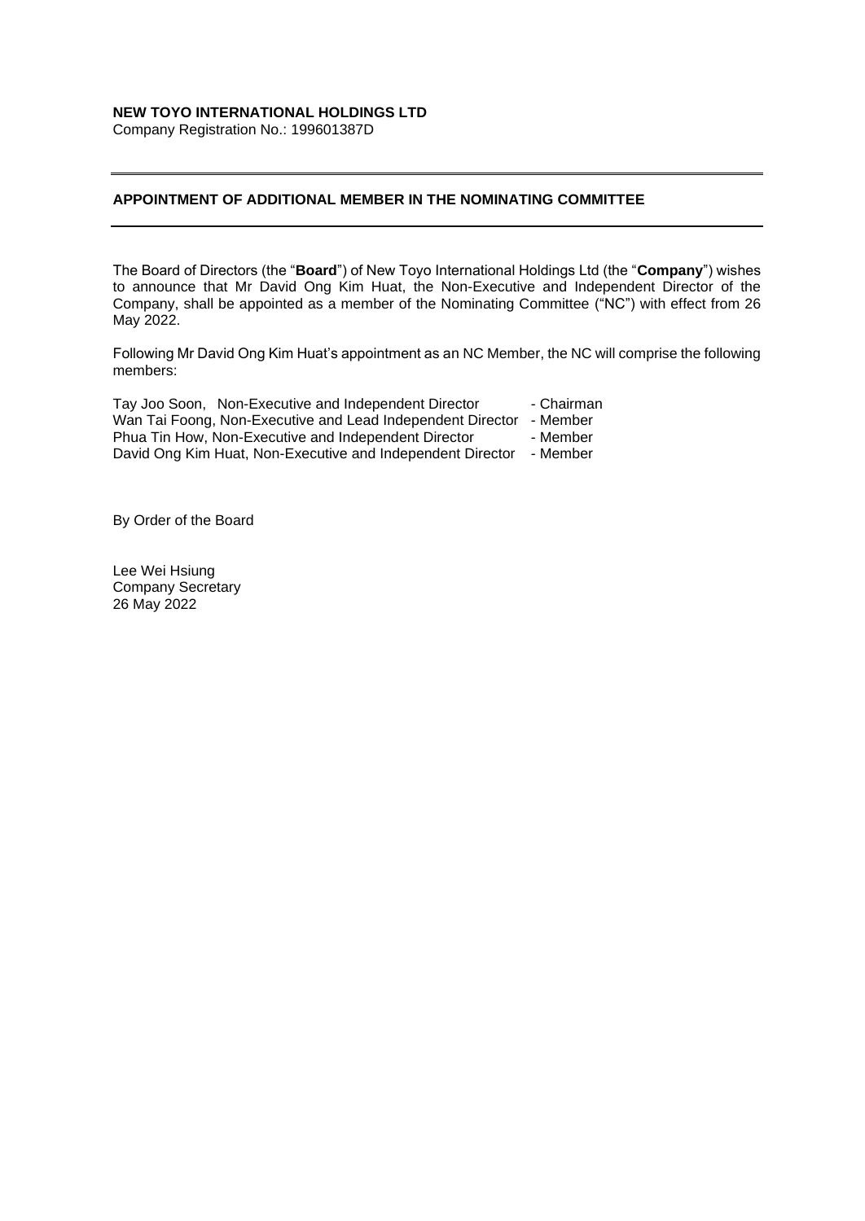**NEW TOYO INTERNATIONAL HOLDINGS LTD**
Company Registration No.: 199601387D

---

**APPOINTMENT OF ADDITIONAL MEMBER IN THE NOMINATING COMMITTEE**

---

The Board of Directors (the "**Board**") of New Toyo International Holdings Ltd (the "**Company**") wishes to announce that Mr David Ong Kim Huat, the Non-Executive and Independent Director of the Company, shall be appointed as a member of the Nominating Committee ("NC") with effect from 26 May 2022.

Following Mr David Ong Kim Huat's appointment as an NC Member, the NC will comprise the following members:

| | |
|---|---|
| Tay Joo Soon, Non-Executive and Independent Director | - Chairman |
| Wan Tai Foong, Non-Executive and Lead Independent Director | - Member |
| Phua Tin How, Non-Executive and Independent Director | - Member |
| David Ong Kim Huat, Non-Executive and Independent Director | - Member |

By Order of the Board

Lee Wei Hsiung
Company Secretary
26 May 2022